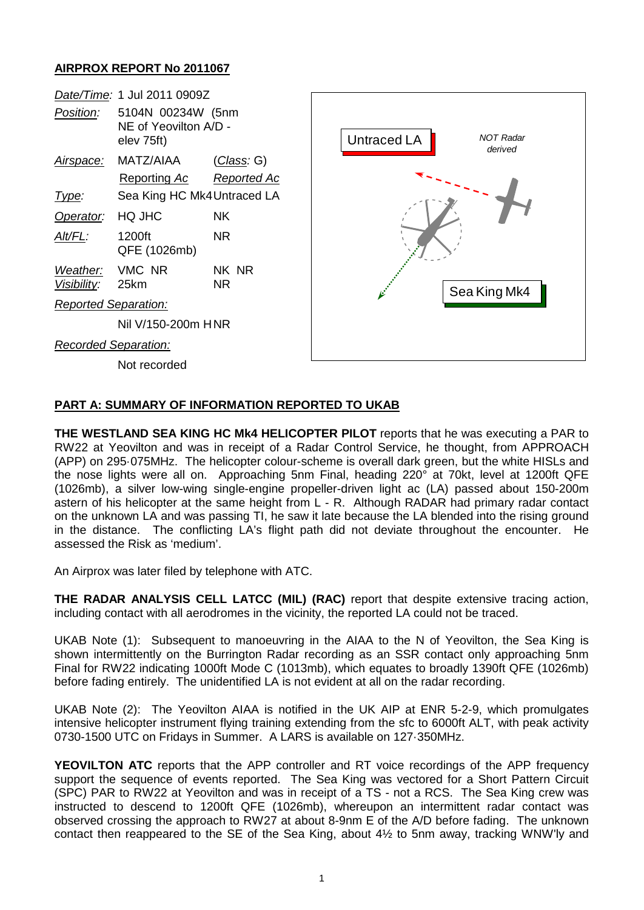## AIRPROX REPORT No 2011067

| | | |
|---|---|---|
| *Date/Time:* | 1 Jul 2011 0909Z | |
| *Position:* | 5104N 00234W (5nm NE of Yeovilton A/D - elev 75ft) | |
| *Airspace:* | MATZ/AIAA | (*Class:* G) |
| | Reporting Ac | Reported Ac |
| *Type:* | Sea King HC Mk4 | Untraced LA |
| *Operator:* | HQ JHC | NK |
| *Alt/FL:* | 1200ft QFE (1026mb) | NR |
| *Weather:* | VMC NR | NK NR |
| *Visibility:* | 25km | NR |
| *Reported Separation:* | | |
| | Nil V/150-200m H | NR |
| *Recorded Separation:* | | |
| | Not recorded | |

Untraced LA

*NOT Radar derived*

Sea King Mk4

## PART A: SUMMARY OF INFORMATION REPORTED TO UKAB

**THE WESTLAND SEA KING HC Mk4 HELICOPTER PILOT** reports that he was executing a PAR to RW22 at Yeovilton and was in receipt of a Radar Control Service, he thought, from APPROACH (APP) on 295·075MHz. The helicopter colour-scheme is overall dark green, but the white HISLs and the nose lights were all on. Approaching 5nm Final, heading 220° at 70kt, level at 1200ft QFE (1026mb), a silver low-wing single-engine propeller-driven light ac (LA) passed about 150-200m astern of his helicopter at the same height from L - R. Although RADAR had primary radar contact on the unknown LA and was passing TI, he saw it late because the LA blended into the rising ground in the distance. The conflicting LA's flight path did not deviate throughout the encounter. He assessed the Risk as 'medium'.

An Airprox was later filed by telephone with ATC.

**THE RADAR ANALYSIS CELL LATCC (MIL) (RAC)** report that despite extensive tracing action, including contact with all aerodromes in the vicinity, the reported LA could not be traced.

UKAB Note (1): Subsequent to manoeuvring in the AIAA to the N of Yeovilton, the Sea King is shown intermittently on the Burrington Radar recording as an SSR contact only approaching 5nm Final for RW22 indicating 1000ft Mode C (1013mb), which equates to broadly 1390ft QFE (1026mb) before fading entirely. The unidentified LA is not evident at all on the radar recording.

UKAB Note (2): The Yeovilton AIAA is notified in the UK AIP at ENR 5-2-9, which promulgates intensive helicopter instrument flying training extending from the sfc to 6000ft ALT, with peak activity 0730-1500 UTC on Fridays in Summer. A LARS is available on 127·350MHz.

**YEOVILTON ATC** reports that the APP controller and RT voice recordings of the APP frequency support the sequence of events reported. The Sea King was vectored for a Short Pattern Circuit (SPC) PAR to RW22 at Yeovilton and was in receipt of a TS - not a RCS. The Sea King crew was instructed to descend to 1200ft QFE (1026mb), whereupon an intermittent radar contact was observed crossing the approach to RW27 at about 8-9nm E of the A/D before fading. The unknown contact then reappeared to the SE of the Sea King, about 4½ to 5nm away, tracking WNW'ly and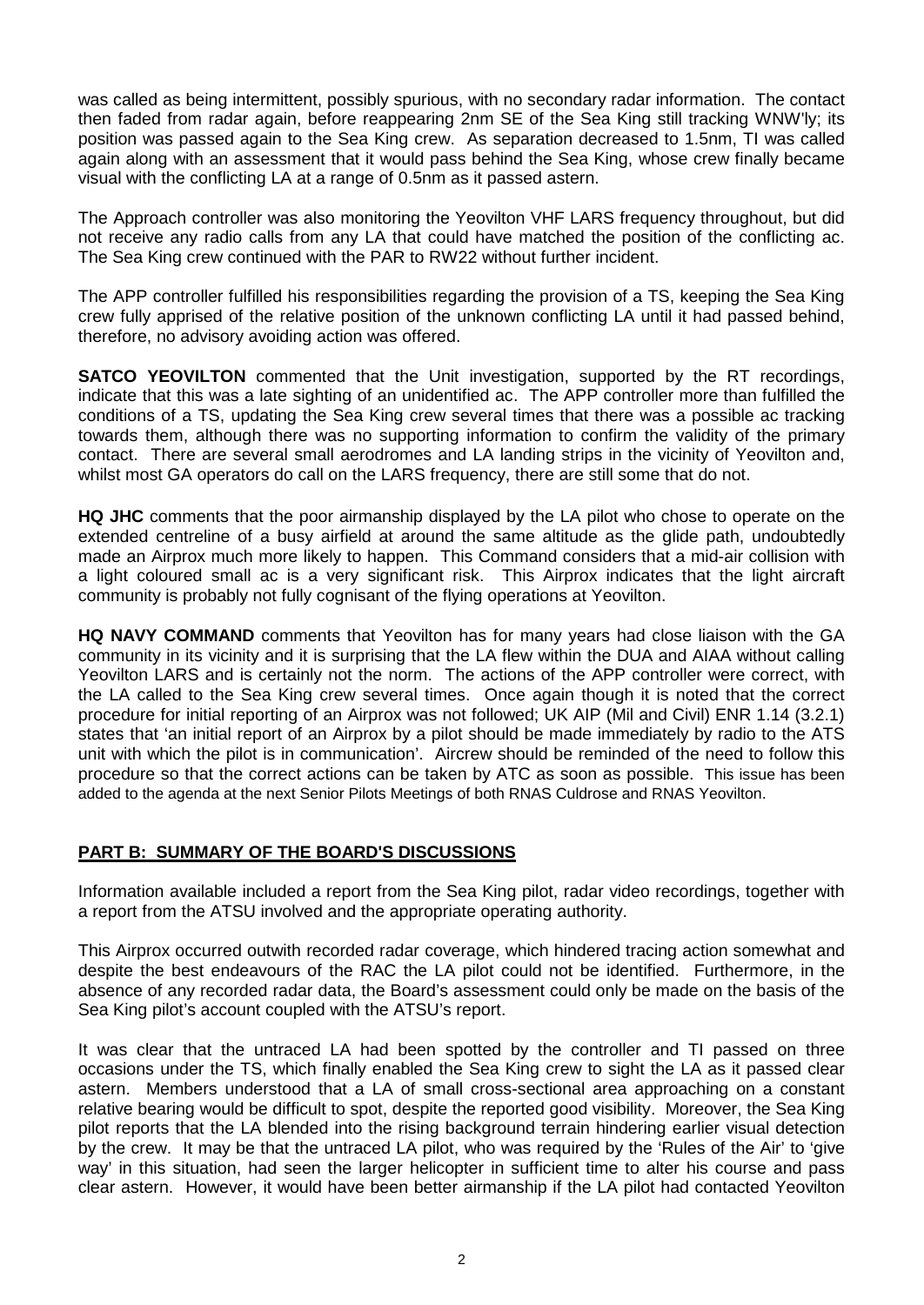was called as being intermittent, possibly spurious, with no secondary radar information. The contact then faded from radar again, before reappearing 2nm SE of the Sea King still tracking WNW'ly; its position was passed again to the Sea King crew. As separation decreased to 1.5nm, TI was called again along with an assessment that it would pass behind the Sea King, whose crew finally became visual with the conflicting LA at a range of 0.5nm as it passed astern.

The Approach controller was also monitoring the Yeovilton VHF LARS frequency throughout, but did not receive any radio calls from any LA that could have matched the position of the conflicting ac. The Sea King crew continued with the PAR to RW22 without further incident.

The APP controller fulfilled his responsibilities regarding the provision of a TS, keeping the Sea King crew fully apprised of the relative position of the unknown conflicting LA until it had passed behind, therefore, no advisory avoiding action was offered.

**SATCO YEOVILTON** commented that the Unit investigation, supported by the RT recordings, indicate that this was a late sighting of an unidentified ac. The APP controller more than fulfilled the conditions of a TS, updating the Sea King crew several times that there was a possible ac tracking towards them, although there was no supporting information to confirm the validity of the primary contact. There are several small aerodromes and LA landing strips in the vicinity of Yeovilton and, whilst most GA operators do call on the LARS frequency, there are still some that do not.

**HQ JHC** comments that the poor airmanship displayed by the LA pilot who chose to operate on the extended centreline of a busy airfield at around the same altitude as the glide path, undoubtedly made an Airprox much more likely to happen. This Command considers that a mid-air collision with a light coloured small ac is a very significant risk. This Airprox indicates that the light aircraft community is probably not fully cognisant of the flying operations at Yeovilton.

**HQ NAVY COMMAND** comments that Yeovilton has for many years had close liaison with the GA community in its vicinity and it is surprising that the LA flew within the DUA and AIAA without calling Yeovilton LARS and is certainly not the norm. The actions of the APP controller were correct, with the LA called to the Sea King crew several times. Once again though it is noted that the correct procedure for initial reporting of an Airprox was not followed; UK AIP (Mil and Civil) ENR 1.14 (3.2.1) states that 'an initial report of an Airprox by a pilot should be made immediately by radio to the ATS unit with which the pilot is in communication'. Aircrew should be reminded of the need to follow this procedure so that the correct actions can be taken by ATC as soon as possible. This issue has been added to the agenda at the next Senior Pilots Meetings of both RNAS Culdrose and RNAS Yeovilton.

## PART B: SUMMARY OF THE BOARD'S DISCUSSIONS

Information available included a report from the Sea King pilot, radar video recordings, together with a report from the ATSU involved and the appropriate operating authority.

This Airprox occurred outwith recorded radar coverage, which hindered tracing action somewhat and despite the best endeavours of the RAC the LA pilot could not be identified. Furthermore, in the absence of any recorded radar data, the Board's assessment could only be made on the basis of the Sea King pilot's account coupled with the ATSU's report.

It was clear that the untraced LA had been spotted by the controller and TI passed on three occasions under the TS, which finally enabled the Sea King crew to sight the LA as it passed clear astern. Members understood that a LA of small cross-sectional area approaching on a constant relative bearing would be difficult to spot, despite the reported good visibility. Moreover, the Sea King pilot reports that the LA blended into the rising background terrain hindering earlier visual detection by the crew. It may be that the untraced LA pilot, who was required by the 'Rules of the Air' to 'give way' in this situation, had seen the larger helicopter in sufficient time to alter his course and pass clear astern. However, it would have been better airmanship if the LA pilot had contacted Yeovilton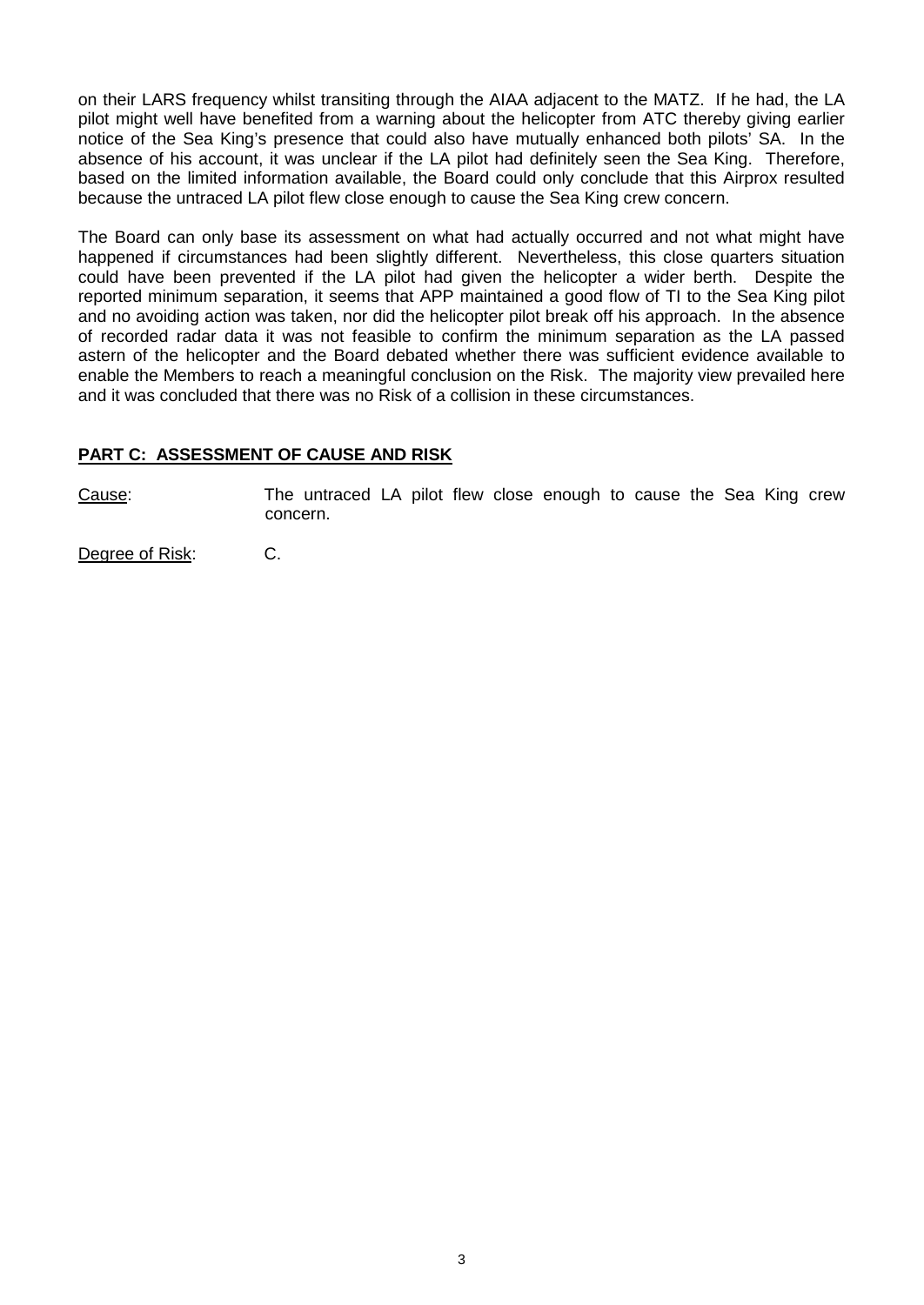on their LARS frequency whilst transiting through the AIAA adjacent to the MATZ. If he had, the LA pilot might well have benefited from a warning about the helicopter from ATC thereby giving earlier notice of the Sea King's presence that could also have mutually enhanced both pilots' SA. In the absence of his account, it was unclear if the LA pilot had definitely seen the Sea King. Therefore, based on the limited information available, the Board could only conclude that this Airprox resulted because the untraced LA pilot flew close enough to cause the Sea King crew concern.

The Board can only base its assessment on what had actually occurred and not what might have happened if circumstances had been slightly different. Nevertheless, this close quarters situation could have been prevented if the LA pilot had given the helicopter a wider berth. Despite the reported minimum separation, it seems that APP maintained a good flow of TI to the Sea King pilot and no avoiding action was taken, nor did the helicopter pilot break off his approach. In the absence of recorded radar data it was not feasible to confirm the minimum separation as the LA passed astern of the helicopter and the Board debated whether there was sufficient evidence available to enable the Members to reach a meaningful conclusion on the Risk. The majority view prevailed here and it was concluded that there was no Risk of a collision in these circumstances.

## PART C: ASSESSMENT OF CAUSE AND RISK

Cause: The untraced LA pilot flew close enough to cause the Sea King crew concern.

Degree of Risk: C.